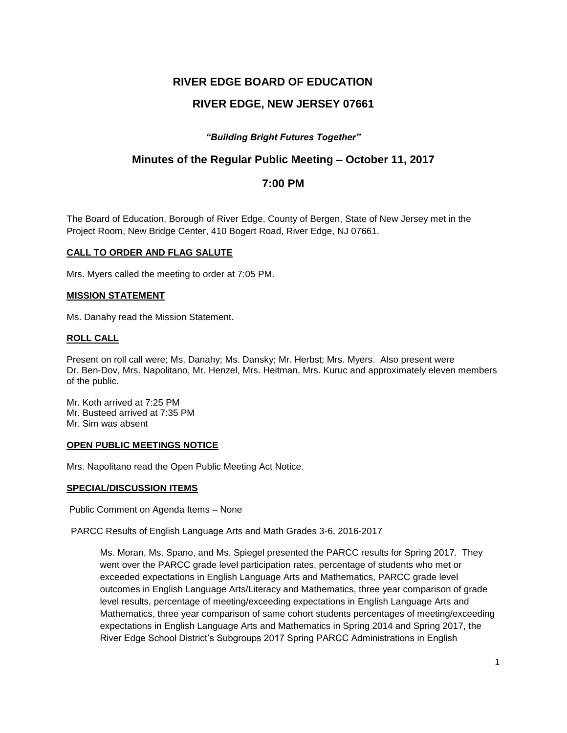# RIVER EDGE BOARD OF EDUCATION

## RIVER EDGE, NEW JERSEY 07661

***"Building Bright Futures Together"***

## Minutes of the Regular Public Meeting – October 11, 2017

## 7:00 PM

The Board of Education, Borough of River Edge, County of Bergen, State of New Jersey met in the Project Room, New Bridge Center, 410 Bogert Road, River Edge, NJ 07661.

**CALL TO ORDER AND FLAG SALUTE**

Mrs. Myers called the meeting to order at 7:05 PM.

**MISSION STATEMENT**

Ms. Danahy read the Mission Statement.

**ROLL CALL**

Present on roll call were; Ms. Danahy; Ms. Dansky; Mr. Herbst; Mrs. Myers. Also present were Dr. Ben-Dov, Mrs. Napolitano, Mr. Henzel, Mrs. Heitman, Mrs. Kuruc and approximately eleven members of the public.

Mr. Koth arrived at 7:25 PM
Mr. Busteed arrived at 7:35 PM
Mr. Sim was absent

**OPEN PUBLIC MEETINGS NOTICE**

Mrs. Napolitano read the Open Public Meeting Act Notice.

**SPECIAL/DISCUSSION ITEMS**

Public Comment on Agenda Items – None

PARCC Results of English Language Arts and Math Grades 3-6, 2016-2017

> Ms. Moran, Ms. Spano, and Ms. Spiegel presented the PARCC results for Spring 2017. They went over the PARCC grade level participation rates, percentage of students who met or exceeded expectations in English Language Arts and Mathematics, PARCC grade level outcomes in English Language Arts/Literacy and Mathematics, three year comparison of grade level results, percentage of meeting/exceeding expectations in English Language Arts and Mathematics, three year comparison of same cohort students percentages of meeting/exceeding expectations in English Language Arts and Mathematics in Spring 2014 and Spring 2017, the River Edge School District's Subgroups 2017 Spring PARCC Administrations in English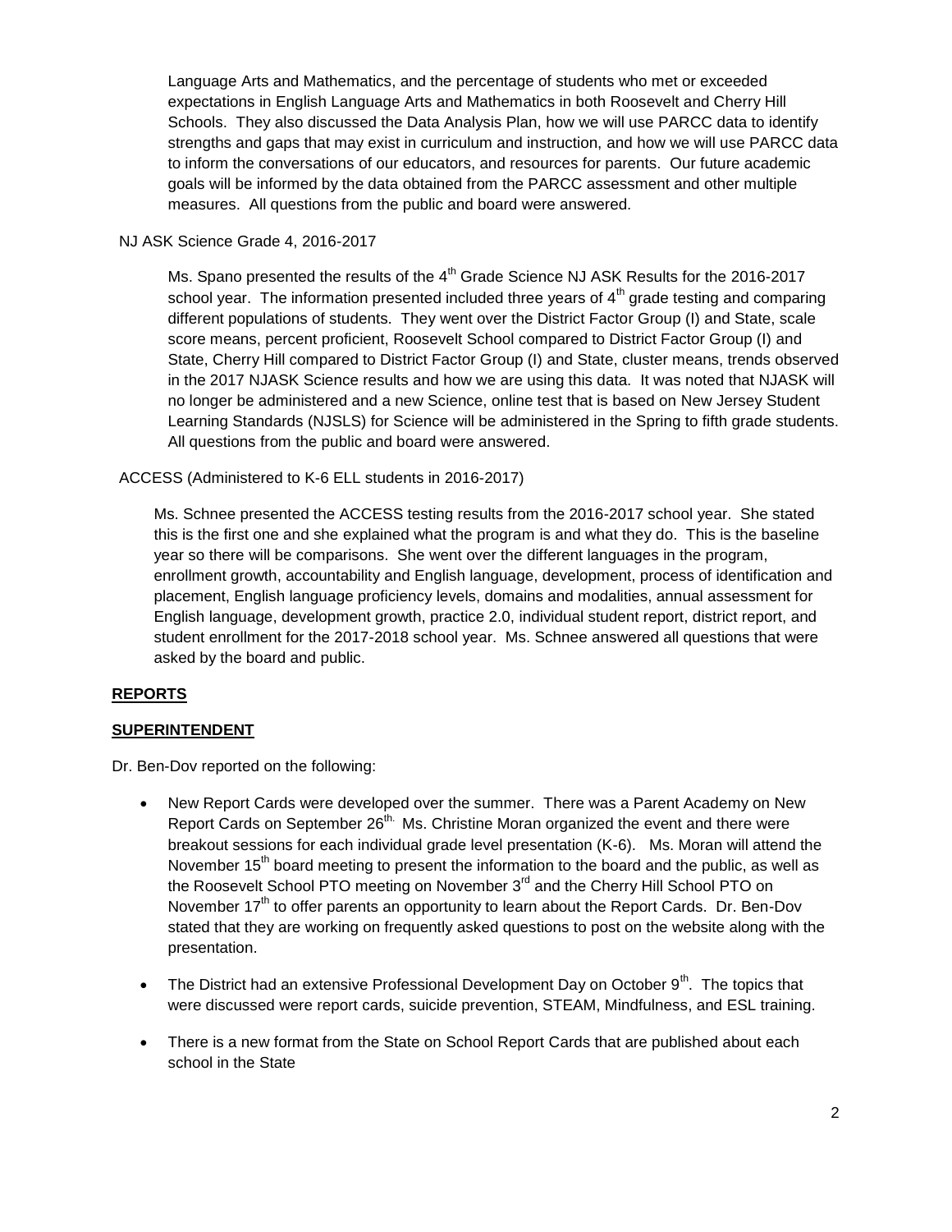Language Arts and Mathematics, and the percentage of students who met or exceeded expectations in English Language Arts and Mathematics in both Roosevelt and Cherry Hill Schools. They also discussed the Data Analysis Plan, how we will use PARCC data to identify strengths and gaps that may exist in curriculum and instruction, and how we will use PARCC data to inform the conversations of our educators, and resources for parents. Our future academic goals will be informed by the data obtained from the PARCC assessment and other multiple measures. All questions from the public and board were answered.

NJ ASK Science Grade 4, 2016-2017

Ms. Spano presented the results of the 4th Grade Science NJ ASK Results for the 2016-2017 school year. The information presented included three years of 4th grade testing and comparing different populations of students. They went over the District Factor Group (I) and State, scale score means, percent proficient, Roosevelt School compared to District Factor Group (I) and State, Cherry Hill compared to District Factor Group (I) and State, cluster means, trends observed in the 2017 NJASK Science results and how we are using this data. It was noted that NJASK will no longer be administered and a new Science, online test that is based on New Jersey Student Learning Standards (NJSLS) for Science will be administered in the Spring to fifth grade students. All questions from the public and board were answered.

ACCESS (Administered to K-6 ELL students in 2016-2017)

Ms. Schnee presented the ACCESS testing results from the 2016-2017 school year. She stated this is the first one and she explained what the program is and what they do. This is the baseline year so there will be comparisons. She went over the different languages in the program, enrollment growth, accountability and English language, development, process of identification and placement, English language proficiency levels, domains and modalities, annual assessment for English language, development growth, practice 2.0, individual student report, district report, and student enrollment for the 2017-2018 school year. Ms. Schnee answered all questions that were asked by the board and public.

**REPORTS**

**SUPERINTENDENT**

Dr. Ben-Dov reported on the following:

- New Report Cards were developed over the summer. There was a Parent Academy on New Report Cards on September 26th. Ms. Christine Moran organized the event and there were breakout sessions for each individual grade level presentation (K-6). Ms. Moran will attend the November 15th board meeting to present the information to the board and the public, as well as the Roosevelt School PTO meeting on November 3rd and the Cherry Hill School PTO on November 17th to offer parents an opportunity to learn about the Report Cards. Dr. Ben-Dov stated that they are working on frequently asked questions to post on the website along with the presentation.

- The District had an extensive Professional Development Day on October 9th. The topics that were discussed were report cards, suicide prevention, STEAM, Mindfulness, and ESL training.

- There is a new format from the State on School Report Cards that are published about each school in the State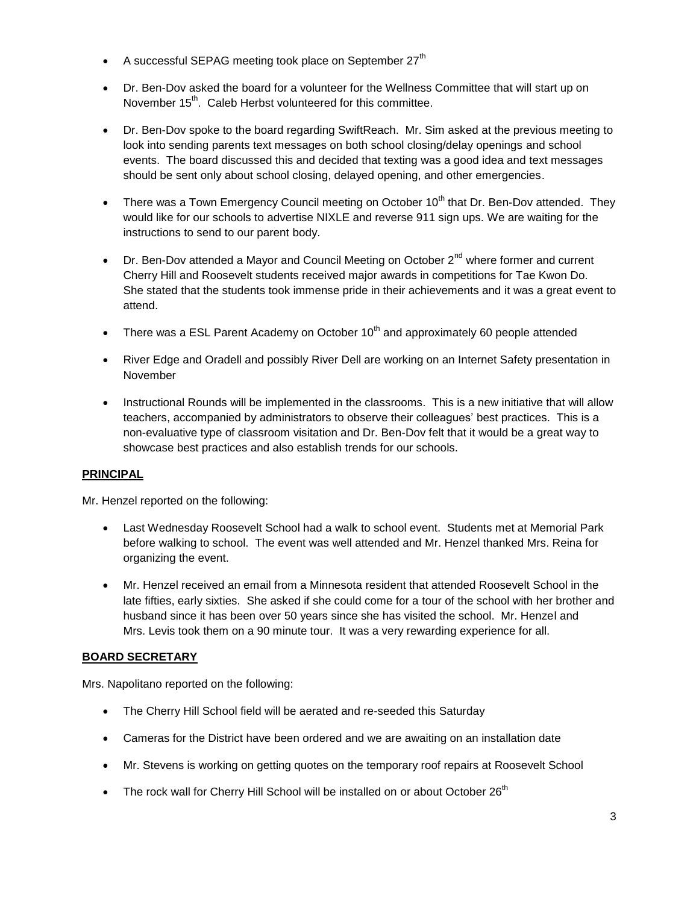- A successful SEPAG meeting took place on September 27th
- Dr. Ben-Dov asked the board for a volunteer for the Wellness Committee that will start up on November 15th. Caleb Herbst volunteered for this committee.
- Dr. Ben-Dov spoke to the board regarding SwiftReach. Mr. Sim asked at the previous meeting to look into sending parents text messages on both school closing/delay openings and school events. The board discussed this and decided that texting was a good idea and text messages should be sent only about school closing, delayed opening, and other emergencies.
- There was a Town Emergency Council meeting on October 10th that Dr. Ben-Dov attended. They would like for our schools to advertise NIXLE and reverse 911 sign ups. We are waiting for the instructions to send to our parent body.
- Dr. Ben-Dov attended a Mayor and Council Meeting on October 2nd where former and current Cherry Hill and Roosevelt students received major awards in competitions for Tae Kwon Do. She stated that the students took immense pride in their achievements and it was a great event to attend.
- There was a ESL Parent Academy on October 10th and approximately 60 people attended
- River Edge and Oradell and possibly River Dell are working on an Internet Safety presentation in November
- Instructional Rounds will be implemented in the classrooms. This is a new initiative that will allow teachers, accompanied by administrators to observe their colleagues' best practices. This is a non-evaluative type of classroom visitation and Dr. Ben-Dov felt that it would be a great way to showcase best practices and also establish trends for our schools.

**PRINCIPAL**

Mr. Henzel reported on the following:

- Last Wednesday Roosevelt School had a walk to school event. Students met at Memorial Park before walking to school. The event was well attended and Mr. Henzel thanked Mrs. Reina for organizing the event.
- Mr. Henzel received an email from a Minnesota resident that attended Roosevelt School in the late fifties, early sixties. She asked if she could come for a tour of the school with her brother and husband since it has been over 50 years since she has visited the school. Mr. Henzel and Mrs. Levis took them on a 90 minute tour. It was a very rewarding experience for all.

**BOARD SECRETARY**

Mrs. Napolitano reported on the following:

- The Cherry Hill School field will be aerated and re-seeded this Saturday
- Cameras for the District have been ordered and we are awaiting on an installation date
- Mr. Stevens is working on getting quotes on the temporary roof repairs at Roosevelt School
- The rock wall for Cherry Hill School will be installed on or about October 26th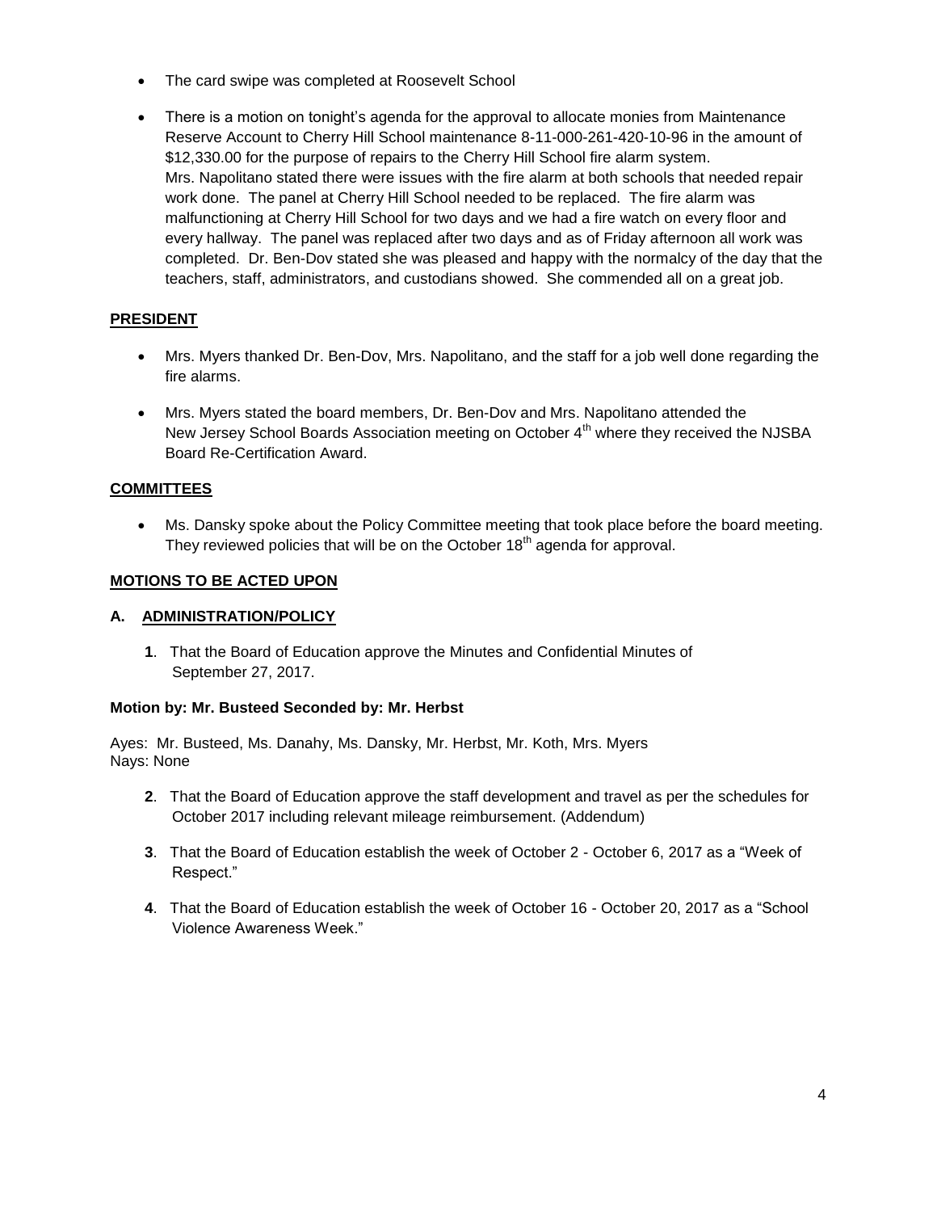- The card swipe was completed at Roosevelt School

- There is a motion on tonight's agenda for the approval to allocate monies from Maintenance Reserve Account to Cherry Hill School maintenance 8-11-000-261-420-10-96 in the amount of $12,330.00 for the purpose of repairs to the Cherry Hill School fire alarm system. Mrs. Napolitano stated there were issues with the fire alarm at both schools that needed repair work done. The panel at Cherry Hill School needed to be replaced. The fire alarm was malfunctioning at Cherry Hill School for two days and we had a fire watch on every floor and every hallway. The panel was replaced after two days and as of Friday afternoon all work was completed. Dr. Ben-Dov stated she was pleased and happy with the normalcy of the day that the teachers, staff, administrators, and custodians showed. She commended all on a great job.

## PRESIDENT

- Mrs. Myers thanked Dr. Ben-Dov, Mrs. Napolitano, and the staff for a job well done regarding the fire alarms.

- Mrs. Myers stated the board members, Dr. Ben-Dov and Mrs. Napolitano attended the New Jersey School Boards Association meeting on October 4th where they received the NJSBA Board Re-Certification Award.

## COMMITTEES

- Ms. Dansky spoke about the Policy Committee meeting that took place before the board meeting. They reviewed policies that will be on the October 18th agenda for approval.

## MOTIONS TO BE ACTED UPON

### A. ADMINISTRATION/POLICY

**1**. That the Board of Education approve the Minutes and Confidential Minutes of September 27, 2017.

**Motion by: Mr. Busteed Seconded by: Mr. Herbst**

Ayes: Mr. Busteed, Ms. Danahy, Ms. Dansky, Mr. Herbst, Mr. Koth, Mrs. Myers
Nays: None

**2**. That the Board of Education approve the staff development and travel as per the schedules for October 2017 including relevant mileage reimbursement. (Addendum)

**3**. That the Board of Education establish the week of October 2 - October 6, 2017 as a "Week of Respect."

**4**. That the Board of Education establish the week of October 16 - October 20, 2017 as a "School Violence Awareness Week."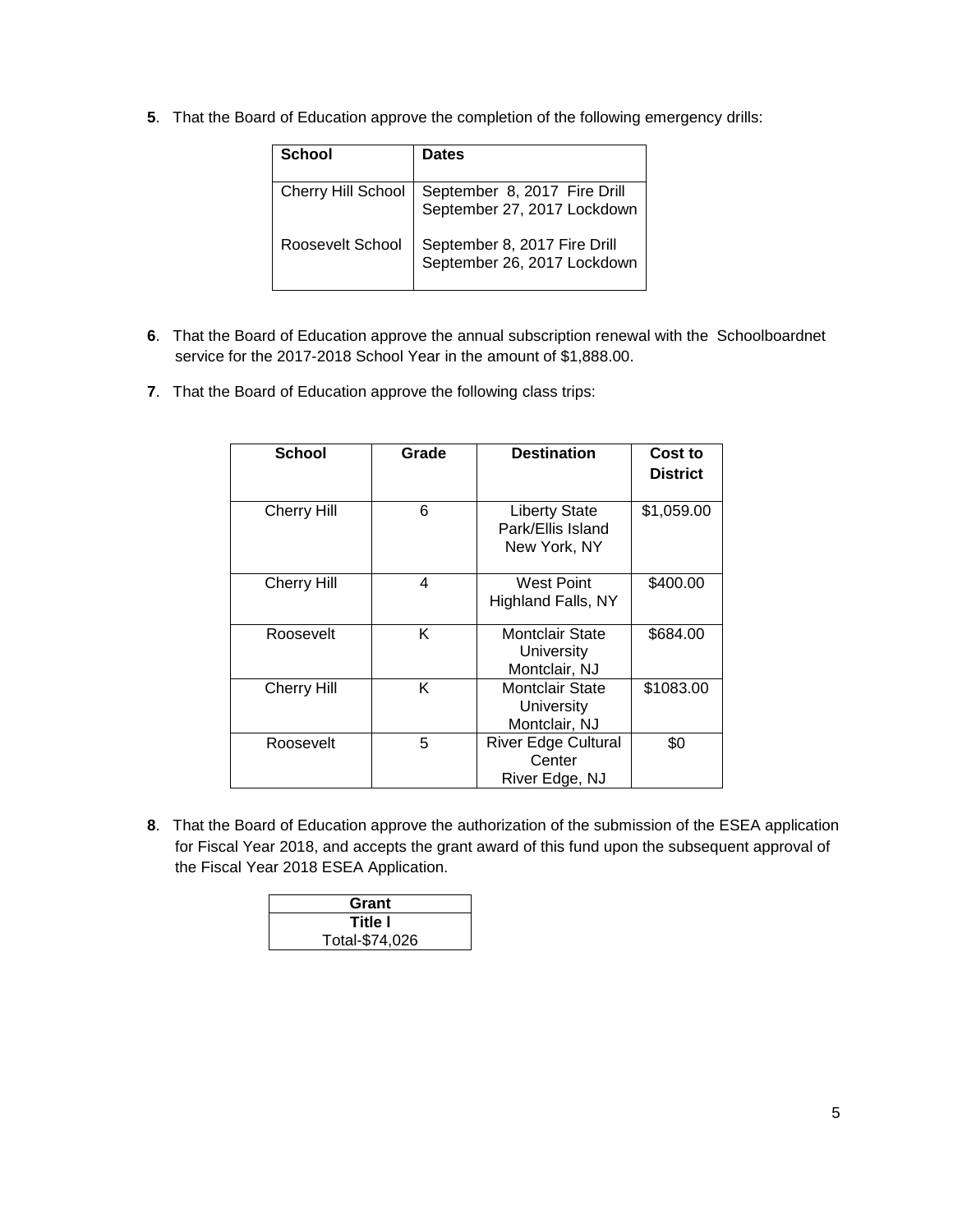**5**. That the Board of Education approve the completion of the following emergency drills:

| School | Dates |
|---|---|
| Cherry Hill School | September 8, 2017 Fire Drill<br>September 27, 2017 Lockdown |
| Roosevelt School | September 8, 2017 Fire Drill<br>September 26, 2017 Lockdown |

**6**. That the Board of Education approve the annual subscription renewal with the Schoolboardnet service for the 2017-2018 School Year in the amount of $1,888.00.

**7**. That the Board of Education approve the following class trips:

| School | Grade | Destination | Cost to District |
|---|---|---|---|
| Cherry Hill | 6 | Liberty State Park/Ellis Island New York, NY | $1,059.00 |
| Cherry Hill | 4 | West Point Highland Falls, NY | $400.00 |
| Roosevelt | K | Montclair State University Montclair, NJ | $684.00 |
| Cherry Hill | K | Montclair State University Montclair, NJ | $1083.00 |
| Roosevelt | 5 | River Edge Cultural Center River Edge, NJ | $0 |

**8**. That the Board of Education approve the authorization of the submission of the ESEA application for Fiscal Year 2018, and accepts the grant award of this fund upon the subsequent approval of the Fiscal Year 2018 ESEA Application.

| Grant |
|---|
| **Title I** |
| Total-$74,026 |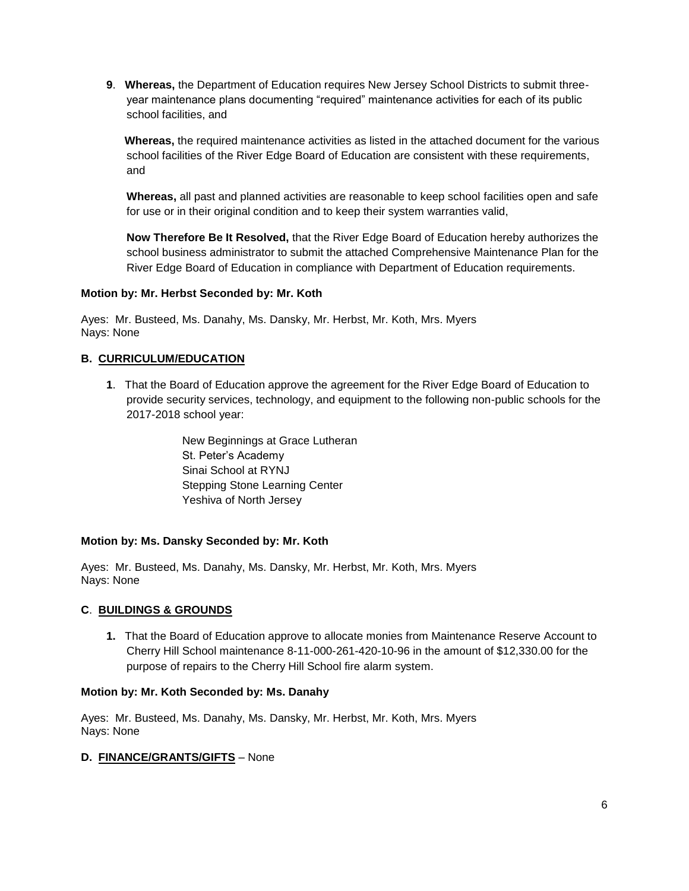**9**. **Whereas,** the Department of Education requires New Jersey School Districts to submit three-year maintenance plans documenting "required" maintenance activities for each of its public school facilities, and

**Whereas,** the required maintenance activities as listed in the attached document for the various school facilities of the River Edge Board of Education are consistent with these requirements, and

**Whereas,** all past and planned activities are reasonable to keep school facilities open and safe for use or in their original condition and to keep their system warranties valid,

**Now Therefore Be It Resolved,** that the River Edge Board of Education hereby authorizes the school business administrator to submit the attached Comprehensive Maintenance Plan for the River Edge Board of Education in compliance with Department of Education requirements.

**Motion by: Mr. Herbst Seconded by: Mr. Koth**

Ayes: Mr. Busteed, Ms. Danahy, Ms. Dansky, Mr. Herbst, Mr. Koth, Mrs. Myers
Nays: None

### B. CURRICULUM/EDUCATION

**1**. That the Board of Education approve the agreement for the River Edge Board of Education to provide security services, technology, and equipment to the following non-public schools for the 2017-2018 school year:

New Beginnings at Grace Lutheran
St. Peter's Academy
Sinai School at RYNJ
Stepping Stone Learning Center
Yeshiva of North Jersey

**Motion by: Ms. Dansky Seconded by: Mr. Koth**

Ayes: Mr. Busteed, Ms. Danahy, Ms. Dansky, Mr. Herbst, Mr. Koth, Mrs. Myers
Nays: None

### C. BUILDINGS & GROUNDS

**1.** That the Board of Education approve to allocate monies from Maintenance Reserve Account to Cherry Hill School maintenance 8-11-000-261-420-10-96 in the amount of $12,330.00 for the purpose of repairs to the Cherry Hill School fire alarm system.

**Motion by: Mr. Koth Seconded by: Ms. Danahy**

Ayes: Mr. Busteed, Ms. Danahy, Ms. Dansky, Mr. Herbst, Mr. Koth, Mrs. Myers
Nays: None

### D. FINANCE/GRANTS/GIFTS – None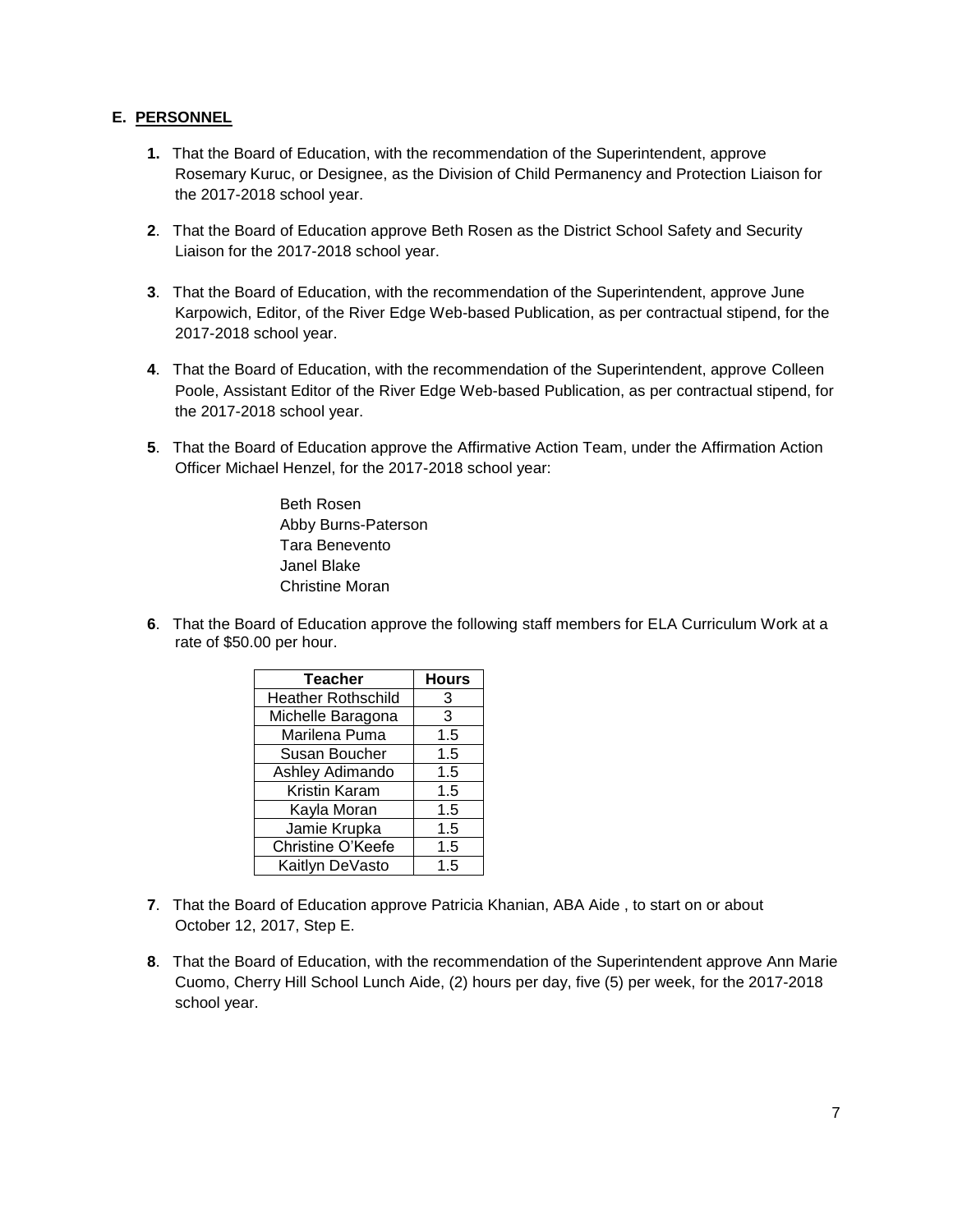## E. PERSONNEL

**1.** That the Board of Education, with the recommendation of the Superintendent, approve Rosemary Kuruc, or Designee, as the Division of Child Permanency and Protection Liaison for the 2017-2018 school year.

**2**. That the Board of Education approve Beth Rosen as the District School Safety and Security Liaison for the 2017-2018 school year.

**3**. That the Board of Education, with the recommendation of the Superintendent, approve June Karpowich, Editor, of the River Edge Web-based Publication, as per contractual stipend, for the 2017-2018 school year.

**4**. That the Board of Education, with the recommendation of the Superintendent, approve Colleen Poole, Assistant Editor of the River Edge Web-based Publication, as per contractual stipend, for the 2017-2018 school year.

**5**. That the Board of Education approve the Affirmative Action Team, under the Affirmation Action Officer Michael Henzel, for the 2017-2018 school year:

Beth Rosen
Abby Burns-Paterson
Tara Benevento
Janel Blake
Christine Moran

**6**. That the Board of Education approve the following staff members for ELA Curriculum Work at a rate of $50.00 per hour.

| Teacher | Hours |
|---|---|
| Heather Rothschild | 3 |
| Michelle Baragona | 3 |
| Marilena Puma | 1.5 |
| Susan Boucher | 1.5 |
| Ashley Adimando | 1.5 |
| Kristin Karam | 1.5 |
| Kayla Moran | 1.5 |
| Jamie Krupka | 1.5 |
| Christine O'Keefe | 1.5 |
| Kaitlyn DeVasto | 1.5 |

**7**. That the Board of Education approve Patricia Khanian, ABA Aide , to start on or about October 12, 2017, Step E.

**8**. That the Board of Education, with the recommendation of the Superintendent approve Ann Marie Cuomo, Cherry Hill School Lunch Aide, (2) hours per day, five (5) per week, for the 2017-2018 school year.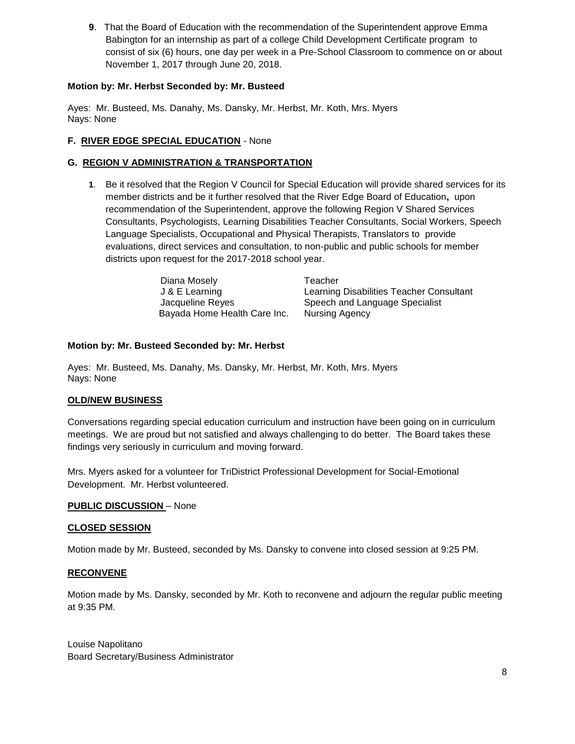**9**. That the Board of Education with the recommendation of the Superintendent approve Emma Babington for an internship as part of a college Child Development Certificate program to consist of six (6) hours, one day per week in a Pre-School Classroom to commence on or about November 1, 2017 through June 20, 2018.

**Motion by: Mr. Herbst Seconded by: Mr. Busteed**

Ayes: Mr. Busteed, Ms. Danahy, Ms. Dansky, Mr. Herbst, Mr. Koth, Mrs. Myers
Nays: None

**F. RIVER EDGE SPECIAL EDUCATION** - None

**G. REGION V ADMINISTRATION & TRANSPORTATION**

**1**. Be it resolved that the Region V Council for Special Education will provide shared services for its member districts and be it further resolved that the River Edge Board of Education**,** upon recommendation of the Superintendent, approve the following Region V Shared Services Consultants, Psychologists, Learning Disabilities Teacher Consultants, Social Workers, Speech Language Specialists, Occupational and Physical Therapists, Translators to provide evaluations, direct services and consultation, to non-public and public schools for member districts upon request for the 2017-2018 school year.

| | |
|---|---|
| Diana Mosely | Teacher |
| J & E Learning | Learning Disabilities Teacher Consultant |
| Jacqueline Reyes | Speech and Language Specialist |
| Bayada Home Health Care Inc. | Nursing Agency |

**Motion by: Mr. Busteed Seconded by: Mr. Herbst**

Ayes: Mr. Busteed, Ms. Danahy, Ms. Dansky, Mr. Herbst, Mr. Koth, Mrs. Myers
Nays: None

**OLD/NEW BUSINESS**

Conversations regarding special education curriculum and instruction have been going on in curriculum meetings. We are proud but not satisfied and always challenging to do better. The Board takes these findings very seriously in curriculum and moving forward.

Mrs. Myers asked for a volunteer for TriDistrict Professional Development for Social-Emotional Development. Mr. Herbst volunteered.

**PUBLIC DISCUSSION** – None

**CLOSED SESSION**

Motion made by Mr. Busteed, seconded by Ms. Dansky to convene into closed session at 9:25 PM.

**RECONVENE**

Motion made by Ms. Dansky, seconded by Mr. Koth to reconvene and adjourn the regular public meeting at 9:35 PM.

Louise Napolitano
Board Secretary/Business Administrator